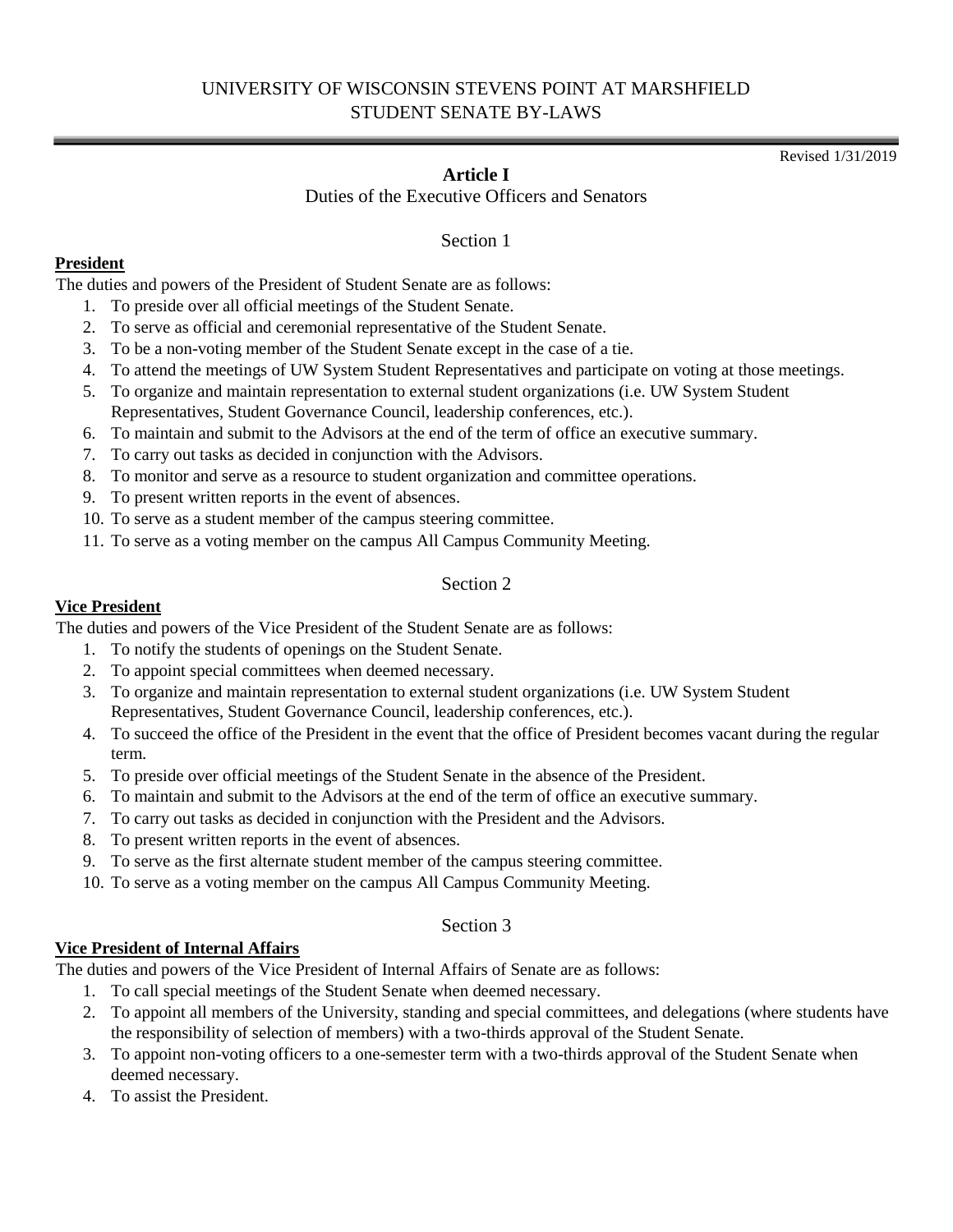# UNIVERSITY OF WISCONSIN STEVENS POINT AT MARSHFIELD
# STUDENT SENATE BY-LAWS

Revised 1/31/2019

## Article I

Duties of the Executive Officers and Senators

### Section 1

**President**

The duties and powers of the President of Student Senate are as follows:

1. To preside over all official meetings of the Student Senate.
2. To serve as official and ceremonial representative of the Student Senate.
3. To be a non-voting member of the Student Senate except in the case of a tie.
4. To attend the meetings of UW System Student Representatives and participate on voting at those meetings.
5. To organize and maintain representation to external student organizations (i.e. UW System Student Representatives, Student Governance Council, leadership conferences, etc.).
6. To maintain and submit to the Advisors at the end of the term of office an executive summary.
7. To carry out tasks as decided in conjunction with the Advisors.
8. To monitor and serve as a resource to student organization and committee operations.
9. To present written reports in the event of absences.
10. To serve as a student member of the campus steering committee.
11. To serve as a voting member on the campus All Campus Community Meeting.

### Section 2

**Vice President**

The duties and powers of the Vice President of the Student Senate are as follows:

1. To notify the students of openings on the Student Senate.
2. To appoint special committees when deemed necessary.
3. To organize and maintain representation to external student organizations (i.e. UW System Student Representatives, Student Governance Council, leadership conferences, etc.).
4. To succeed the office of the President in the event that the office of President becomes vacant during the regular term.
5. To preside over official meetings of the Student Senate in the absence of the President.
6. To maintain and submit to the Advisors at the end of the term of office an executive summary.
7. To carry out tasks as decided in conjunction with the President and the Advisors.
8. To present written reports in the event of absences.
9. To serve as the first alternate student member of the campus steering committee.
10. To serve as a voting member on the campus All Campus Community Meeting.

### Section 3

**Vice President of Internal Affairs**

The duties and powers of the Vice President of Internal Affairs of Senate are as follows:

1. To call special meetings of the Student Senate when deemed necessary.
2. To appoint all members of the University, standing and special committees, and delegations (where students have the responsibility of selection of members) with a two-thirds approval of the Student Senate.
3. To appoint non-voting officers to a one-semester term with a two-thirds approval of the Student Senate when deemed necessary.
4. To assist the President.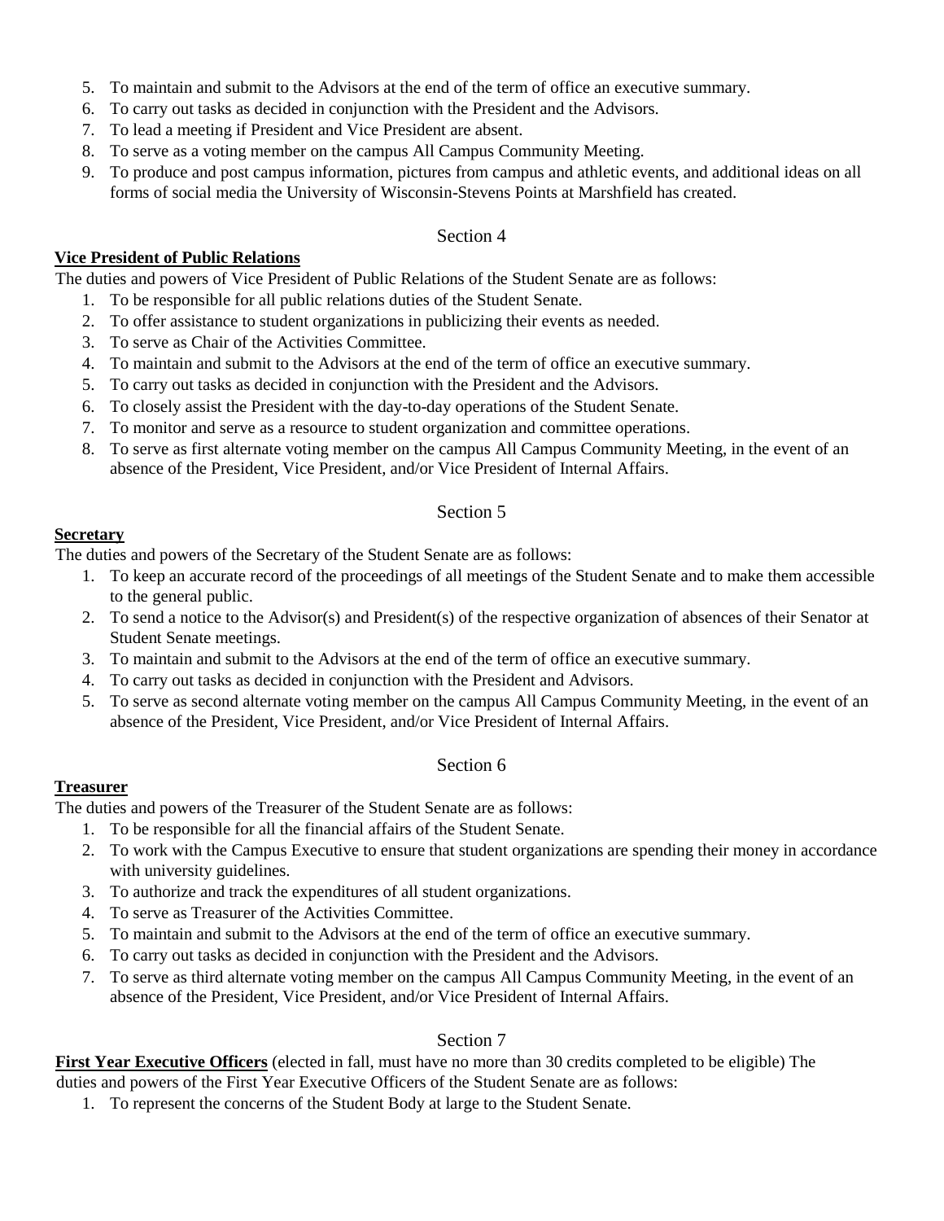5. To maintain and submit to the Advisors at the end of the term of office an executive summary.
6. To carry out tasks as decided in conjunction with the President and the Advisors.
7. To lead a meeting if President and Vice President are absent.
8. To serve as a voting member on the campus All Campus Community Meeting.
9. To produce and post campus information, pictures from campus and athletic events, and additional ideas on all forms of social media the University of Wisconsin-Stevens Points at Marshfield has created.

Section 4

**Vice President of Public Relations**

The duties and powers of Vice President of Public Relations of the Student Senate are as follows:

1. To be responsible for all public relations duties of the Student Senate.
2. To offer assistance to student organizations in publicizing their events as needed.
3. To serve as Chair of the Activities Committee.
4. To maintain and submit to the Advisors at the end of the term of office an executive summary.
5. To carry out tasks as decided in conjunction with the President and the Advisors.
6. To closely assist the President with the day-to-day operations of the Student Senate.
7. To monitor and serve as a resource to student organization and committee operations.
8. To serve as first alternate voting member on the campus All Campus Community Meeting, in the event of an absence of the President, Vice President, and/or Vice President of Internal Affairs.

Section 5

**Secretary**

The duties and powers of the Secretary of the Student Senate are as follows:

1. To keep an accurate record of the proceedings of all meetings of the Student Senate and to make them accessible to the general public.
2. To send a notice to the Advisor(s) and President(s) of the respective organization of absences of their Senator at Student Senate meetings.
3. To maintain and submit to the Advisors at the end of the term of office an executive summary.
4. To carry out tasks as decided in conjunction with the President and Advisors.
5. To serve as second alternate voting member on the campus All Campus Community Meeting, in the event of an absence of the President, Vice President, and/or Vice President of Internal Affairs.

Section 6

**Treasurer**

The duties and powers of the Treasurer of the Student Senate are as follows:

1. To be responsible for all the financial affairs of the Student Senate.
2. To work with the Campus Executive to ensure that student organizations are spending their money in accordance with university guidelines.
3. To authorize and track the expenditures of all student organizations.
4. To serve as Treasurer of the Activities Committee.
5. To maintain and submit to the Advisors at the end of the term of office an executive summary.
6. To carry out tasks as decided in conjunction with the President and the Advisors.
7. To serve as third alternate voting member on the campus All Campus Community Meeting, in the event of an absence of the President, Vice President, and/or Vice President of Internal Affairs.

Section 7

**First Year Executive Officers** (elected in fall, must have no more than 30 credits completed to be eligible) The duties and powers of the First Year Executive Officers of the Student Senate are as follows:

1. To represent the concerns of the Student Body at large to the Student Senate.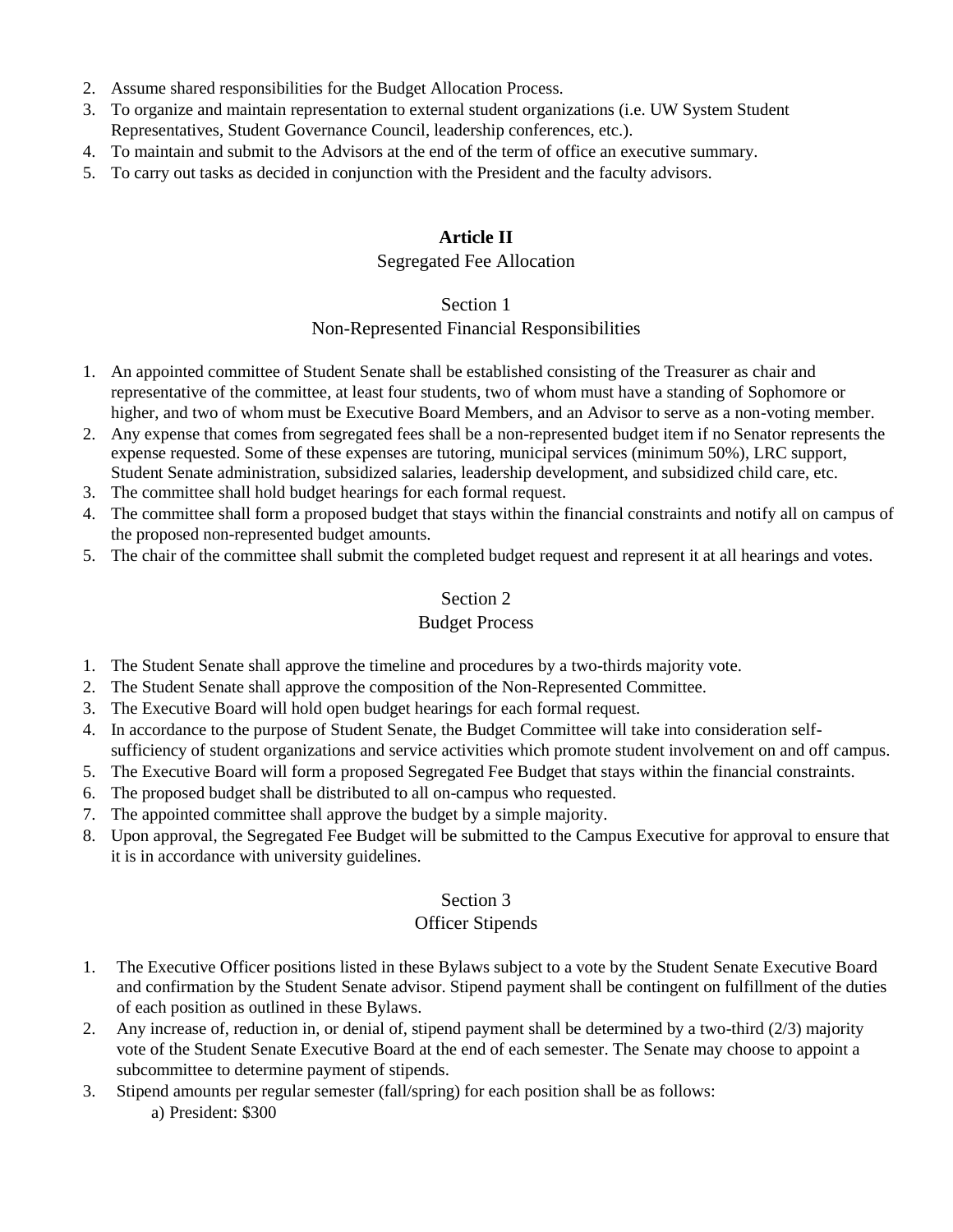2. Assume shared responsibilities for the Budget Allocation Process.
3. To organize and maintain representation to external student organizations (i.e. UW System Student Representatives, Student Governance Council, leadership conferences, etc.).
4. To maintain and submit to the Advisors at the end of the term of office an executive summary.
5. To carry out tasks as decided in conjunction with the President and the faculty advisors.

## Article II

Segregated Fee Allocation

### Section 1

Non-Represented Financial Responsibilities

1. An appointed committee of Student Senate shall be established consisting of the Treasurer as chair and representative of the committee, at least four students, two of whom must have a standing of Sophomore or higher, and two of whom must be Executive Board Members, and an Advisor to serve as a non-voting member.
2. Any expense that comes from segregated fees shall be a non-represented budget item if no Senator represents the expense requested. Some of these expenses are tutoring, municipal services (minimum 50%), LRC support, Student Senate administration, subsidized salaries, leadership development, and subsidized child care, etc.
3. The committee shall hold budget hearings for each formal request.
4. The committee shall form a proposed budget that stays within the financial constraints and notify all on campus of the proposed non-represented budget amounts.
5. The chair of the committee shall submit the completed budget request and represent it at all hearings and votes.

### Section 2

Budget Process

1. The Student Senate shall approve the timeline and procedures by a two-thirds majority vote.
2. The Student Senate shall approve the composition of the Non-Represented Committee.
3. The Executive Board will hold open budget hearings for each formal request.
4. In accordance to the purpose of Student Senate, the Budget Committee will take into consideration self-sufficiency of student organizations and service activities which promote student involvement on and off campus.
5. The Executive Board will form a proposed Segregated Fee Budget that stays within the financial constraints.
6. The proposed budget shall be distributed to all on-campus who requested.
7. The appointed committee shall approve the budget by a simple majority.
8. Upon approval, the Segregated Fee Budget will be submitted to the Campus Executive for approval to ensure that it is in accordance with university guidelines.

### Section 3

Officer Stipends

1. The Executive Officer positions listed in these Bylaws subject to a vote by the Student Senate Executive Board and confirmation by the Student Senate advisor. Stipend payment shall be contingent on fulfillment of the duties of each position as outlined in these Bylaws.
2. Any increase of, reduction in, or denial of, stipend payment shall be determined by a two-third (2/3) majority vote of the Student Senate Executive Board at the end of each semester. The Senate may choose to appoint a subcommittee to determine payment of stipends.
3. Stipend amounts per regular semester (fall/spring) for each position shall be as follows:
   a) President: $300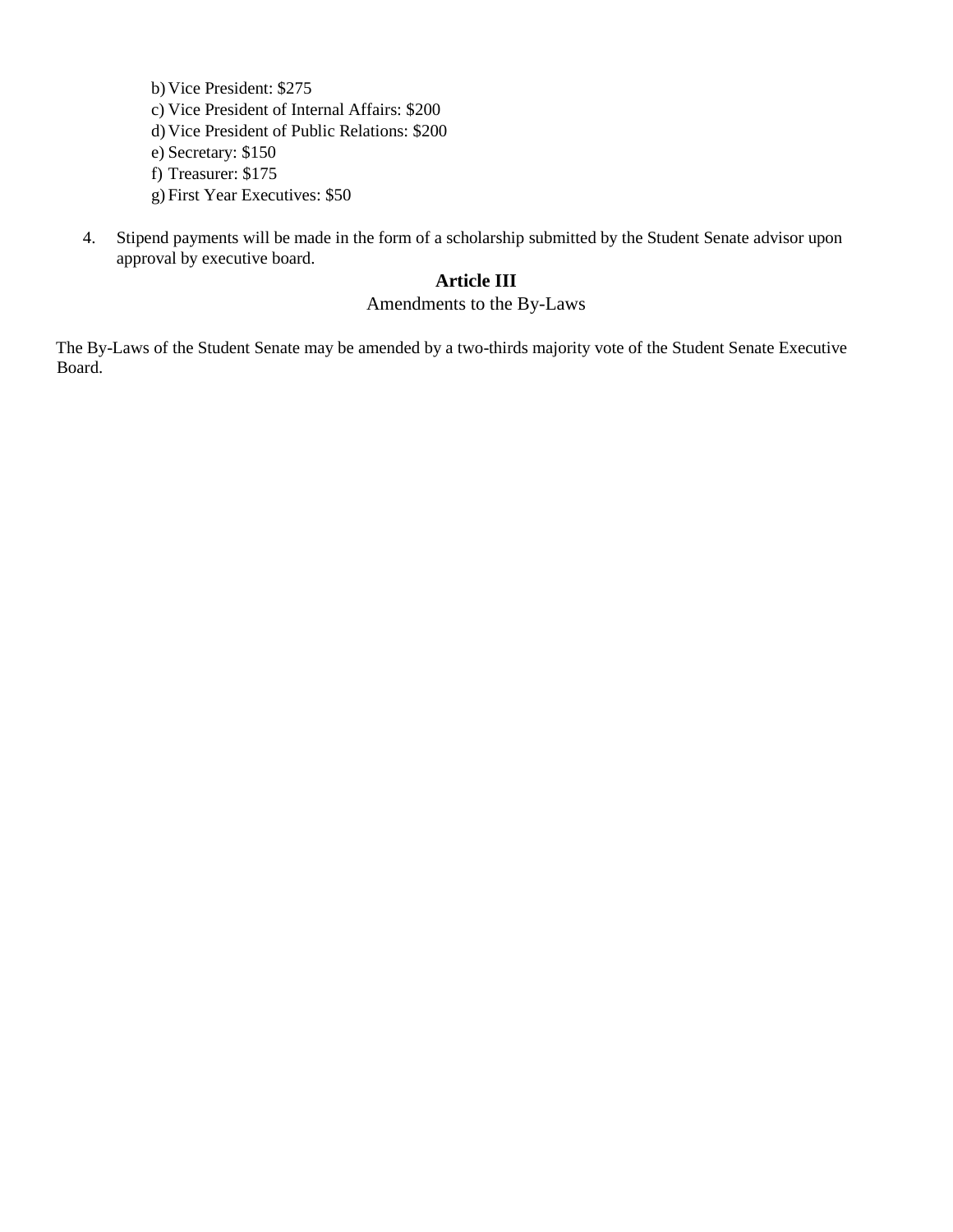b) Vice President: $275
c) Vice President of Internal Affairs: $200
d) Vice President of Public Relations: $200
e) Secretary: $150
f) Treasurer: $175
g) First Year Executives: $50

4. Stipend payments will be made in the form of a scholarship submitted by the Student Senate advisor upon approval by executive board.

## Article III

Amendments to the By-Laws

The By-Laws of the Student Senate may be amended by a two-thirds majority vote of the Student Senate Executive Board.